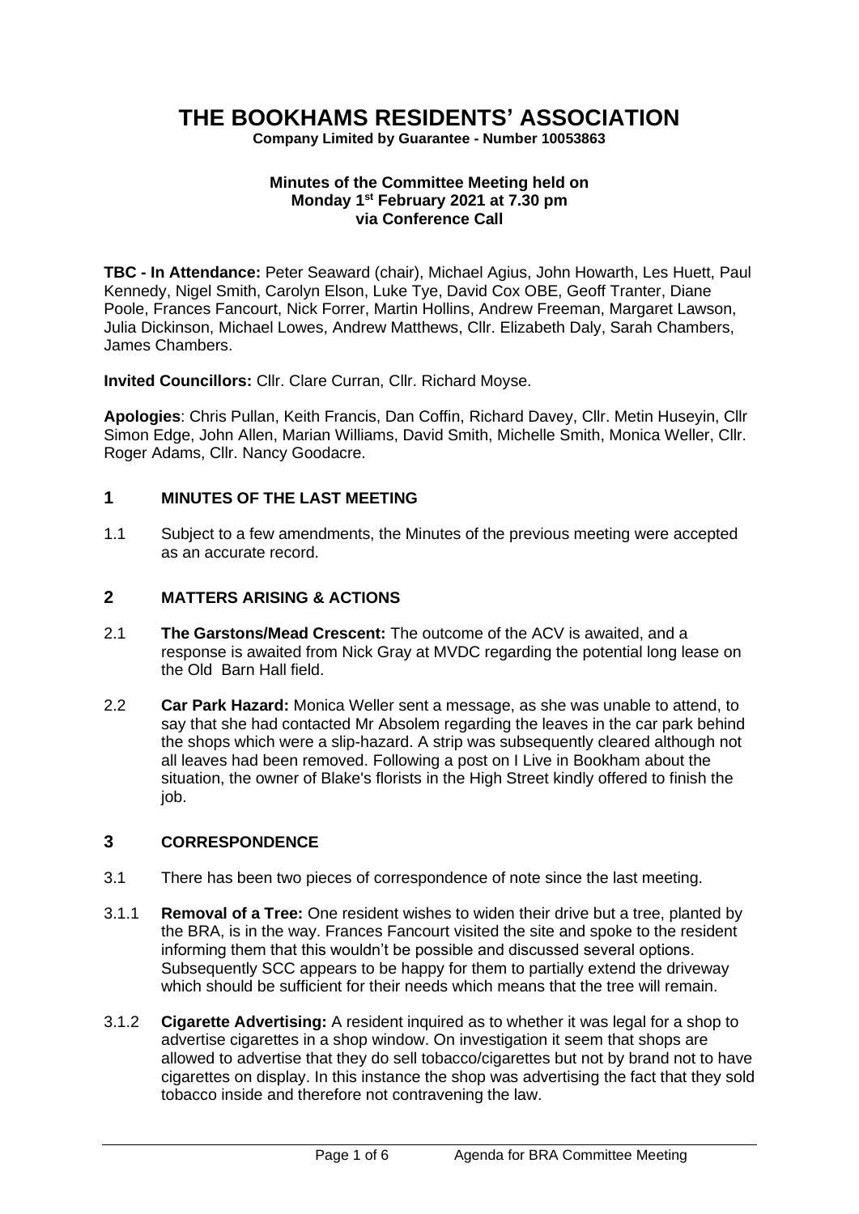# THE BOOKHAMS RESIDENTS' ASSOCIATION

**Company Limited by Guarantee - Number 10053863**

**Minutes of the Committee Meeting held on**
**Monday 1st February 2021 at 7.30 pm**
**via Conference Call**

**TBC - In Attendance:** Peter Seaward (chair), Michael Agius, John Howarth, Les Huett, Paul Kennedy, Nigel Smith, Carolyn Elson, Luke Tye, David Cox OBE, Geoff Tranter, Diane Poole, Frances Fancourt, Nick Forrer, Martin Hollins, Andrew Freeman, Margaret Lawson, Julia Dickinson, Michael Lowes, Andrew Matthews, Cllr. Elizabeth Daly, Sarah Chambers, James Chambers.

**Invited Councillors:** Cllr. Clare Curran, Cllr. Richard Moyse.

**Apologies**: Chris Pullan, Keith Francis, Dan Coffin, Richard Davey, Cllr. Metin Huseyin, Cllr Simon Edge, John Allen, Marian Williams, David Smith, Michelle Smith, Monica Weller, Cllr. Roger Adams, Cllr. Nancy Goodacre.

## 1 MINUTES OF THE LAST MEETING

1.1 Subject to a few amendments, the Minutes of the previous meeting were accepted as an accurate record.

## 2 MATTERS ARISING & ACTIONS

2.1 **The Garstons/Mead Crescent:** The outcome of the ACV is awaited, and a response is awaited from Nick Gray at MVDC regarding the potential long lease on the Old Barn Hall field.

2.2 **Car Park Hazard:** Monica Weller sent a message, as she was unable to attend, to say that she had contacted Mr Absolem regarding the leaves in the car park behind the shops which were a slip-hazard. A strip was subsequently cleared although not all leaves had been removed. Following a post on I Live in Bookham about the situation, the owner of Blake's florists in the High Street kindly offered to finish the job.

## 3 CORRESPONDENCE

3.1 There has been two pieces of correspondence of note since the last meeting.

3.1.1 **Removal of a Tree:** One resident wishes to widen their drive but a tree, planted by the BRA, is in the way. Frances Fancourt visited the site and spoke to the resident informing them that this wouldn't be possible and discussed several options. Subsequently SCC appears to be happy for them to partially extend the driveway which should be sufficient for their needs which means that the tree will remain.

3.1.2 **Cigarette Advertising:** A resident inquired as to whether it was legal for a shop to advertise cigarettes in a shop window. On investigation it seem that shops are allowed to advertise that they do sell tobacco/cigarettes but not by brand not to have cigarettes on display. In this instance the shop was advertising the fact that they sold tobacco inside and therefore not contravening the law.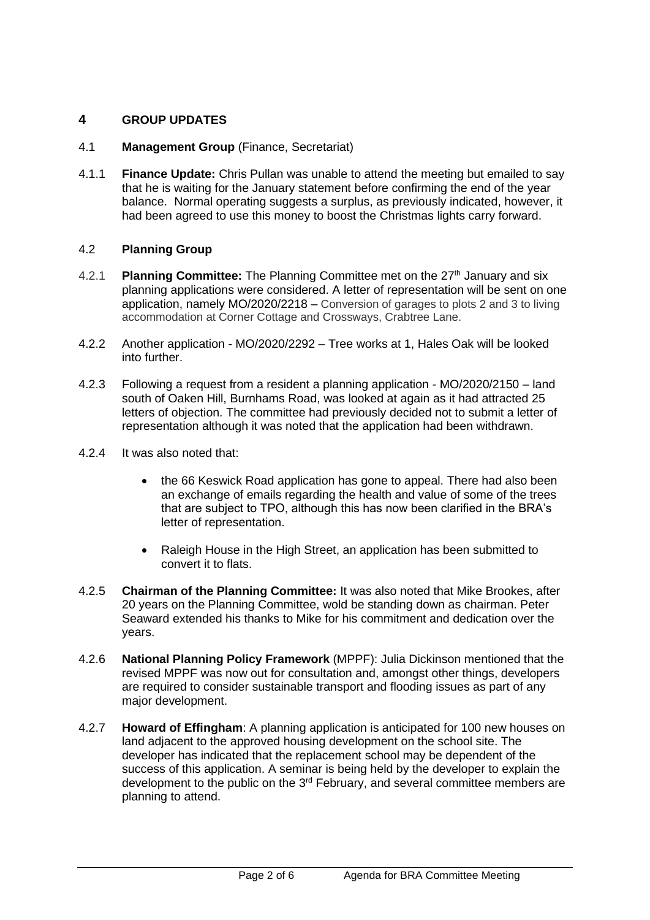## 4 GROUP UPDATES

4.1 **Management Group** (Finance, Secretariat)

4.1.1 **Finance Update:** Chris Pullan was unable to attend the meeting but emailed to say that he is waiting for the January statement before confirming the end of the year balance. Normal operating suggests a surplus, as previously indicated, however, it had been agreed to use this money to boost the Christmas lights carry forward.

4.2 **Planning Group**

4.2.1 **Planning Committee:** The Planning Committee met on the 27th January and six planning applications were considered. A letter of representation will be sent on one application, namely MO/2020/2218 – Conversion of garages to plots 2 and 3 to living accommodation at Corner Cottage and Crossways, Crabtree Lane.

4.2.2 Another application - MO/2020/2292 – Tree works at 1, Hales Oak will be looked into further.

4.2.3 Following a request from a resident a planning application - MO/2020/2150 – land south of Oaken Hill, Burnhams Road, was looked at again as it had attracted 25 letters of objection. The committee had previously decided not to submit a letter of representation although it was noted that the application had been withdrawn.

4.2.4 It was also noted that:

- the 66 Keswick Road application has gone to appeal. There had also been an exchange of emails regarding the health and value of some of the trees that are subject to TPO, although this has now been clarified in the BRA's letter of representation.

- Raleigh House in the High Street, an application has been submitted to convert it to flats.

4.2.5 **Chairman of the Planning Committee:** It was also noted that Mike Brookes, after 20 years on the Planning Committee, wold be standing down as chairman. Peter Seaward extended his thanks to Mike for his commitment and dedication over the years.

4.2.6 **National Planning Policy Framework** (MPPF): Julia Dickinson mentioned that the revised MPPF was now out for consultation and, amongst other things, developers are required to consider sustainable transport and flooding issues as part of any major development.

4.2.7 **Howard of Effingham**: A planning application is anticipated for 100 new houses on land adjacent to the approved housing development on the school site. The developer has indicated that the replacement school may be dependent of the success of this application. A seminar is being held by the developer to explain the development to the public on the 3rd February, and several committee members are planning to attend.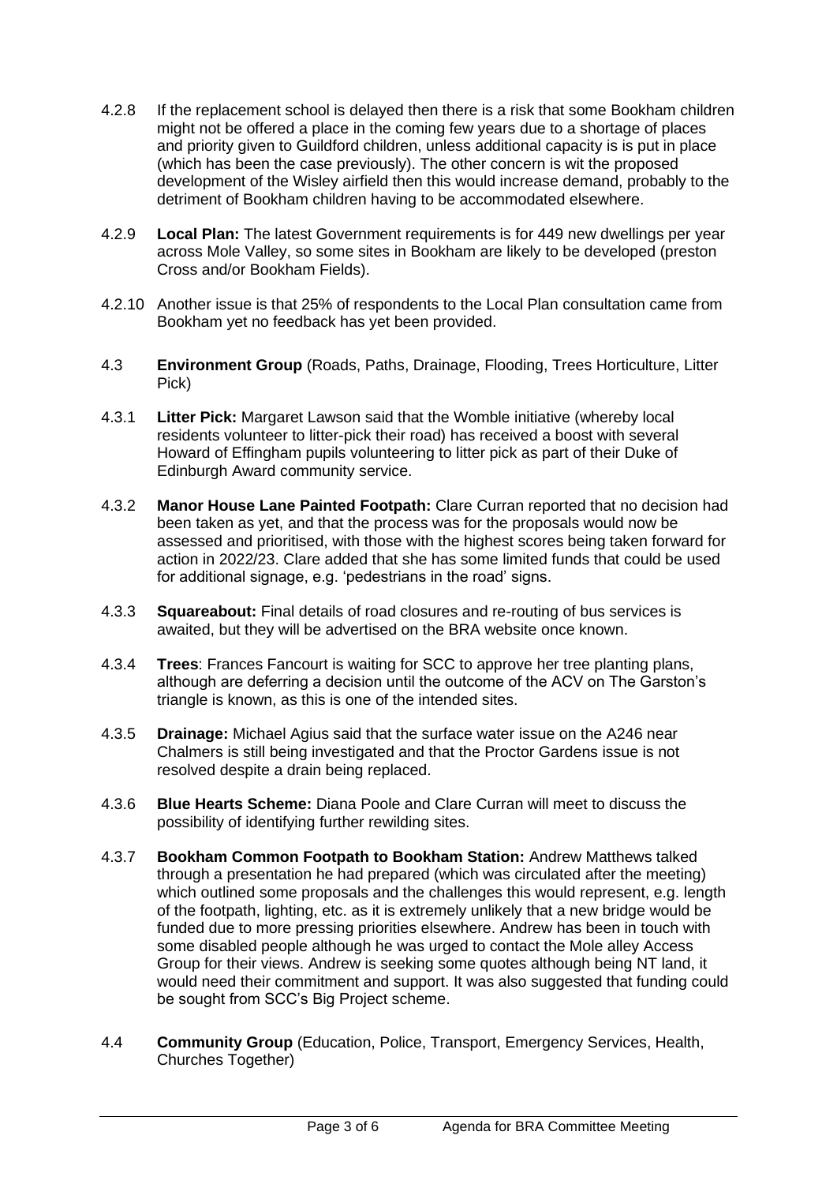4.2.8 If the replacement school is delayed then there is a risk that some Bookham children might not be offered a place in the coming few years due to a shortage of places and priority given to Guildford children, unless additional capacity is is put in place (which has been the case previously). The other concern is wit the proposed development of the Wisley airfield then this would increase demand, probably to the detriment of Bookham children having to be accommodated elsewhere.

4.2.9 **Local Plan:** The latest Government requirements is for 449 new dwellings per year across Mole Valley, so some sites in Bookham are likely to be developed (preston Cross and/or Bookham Fields).

4.2.10 Another issue is that 25% of respondents to the Local Plan consultation came from Bookham yet no feedback has yet been provided.

4.3 **Environment Group** (Roads, Paths, Drainage, Flooding, Trees Horticulture, Litter Pick)

4.3.1 **Litter Pick:** Margaret Lawson said that the Womble initiative (whereby local residents volunteer to litter-pick their road) has received a boost with several Howard of Effingham pupils volunteering to litter pick as part of their Duke of Edinburgh Award community service.

4.3.2 **Manor House Lane Painted Footpath:** Clare Curran reported that no decision had been taken as yet, and that the process was for the proposals would now be assessed and prioritised, with those with the highest scores being taken forward for action in 2022/23. Clare added that she has some limited funds that could be used for additional signage, e.g. 'pedestrians in the road' signs.

4.3.3 **Squareabout:** Final details of road closures and re-routing of bus services is awaited, but they will be advertised on the BRA website once known.

4.3.4 **Trees**: Frances Fancourt is waiting for SCC to approve her tree planting plans, although are deferring a decision until the outcome of the ACV on The Garston's triangle is known, as this is one of the intended sites.

4.3.5 **Drainage:** Michael Agius said that the surface water issue on the A246 near Chalmers is still being investigated and that the Proctor Gardens issue is not resolved despite a drain being replaced.

4.3.6 **Blue Hearts Scheme:** Diana Poole and Clare Curran will meet to discuss the possibility of identifying further rewilding sites.

4.3.7 **Bookham Common Footpath to Bookham Station:** Andrew Matthews talked through a presentation he had prepared (which was circulated after the meeting) which outlined some proposals and the challenges this would represent, e.g. length of the footpath, lighting, etc. as it is extremely unlikely that a new bridge would be funded due to more pressing priorities elsewhere. Andrew has been in touch with some disabled people although he was urged to contact the Mole alley Access Group for their views. Andrew is seeking some quotes although being NT land, it would need their commitment and support. It was also suggested that funding could be sought from SCC's Big Project scheme.

4.4 **Community Group** (Education, Police, Transport, Emergency Services, Health, Churches Together)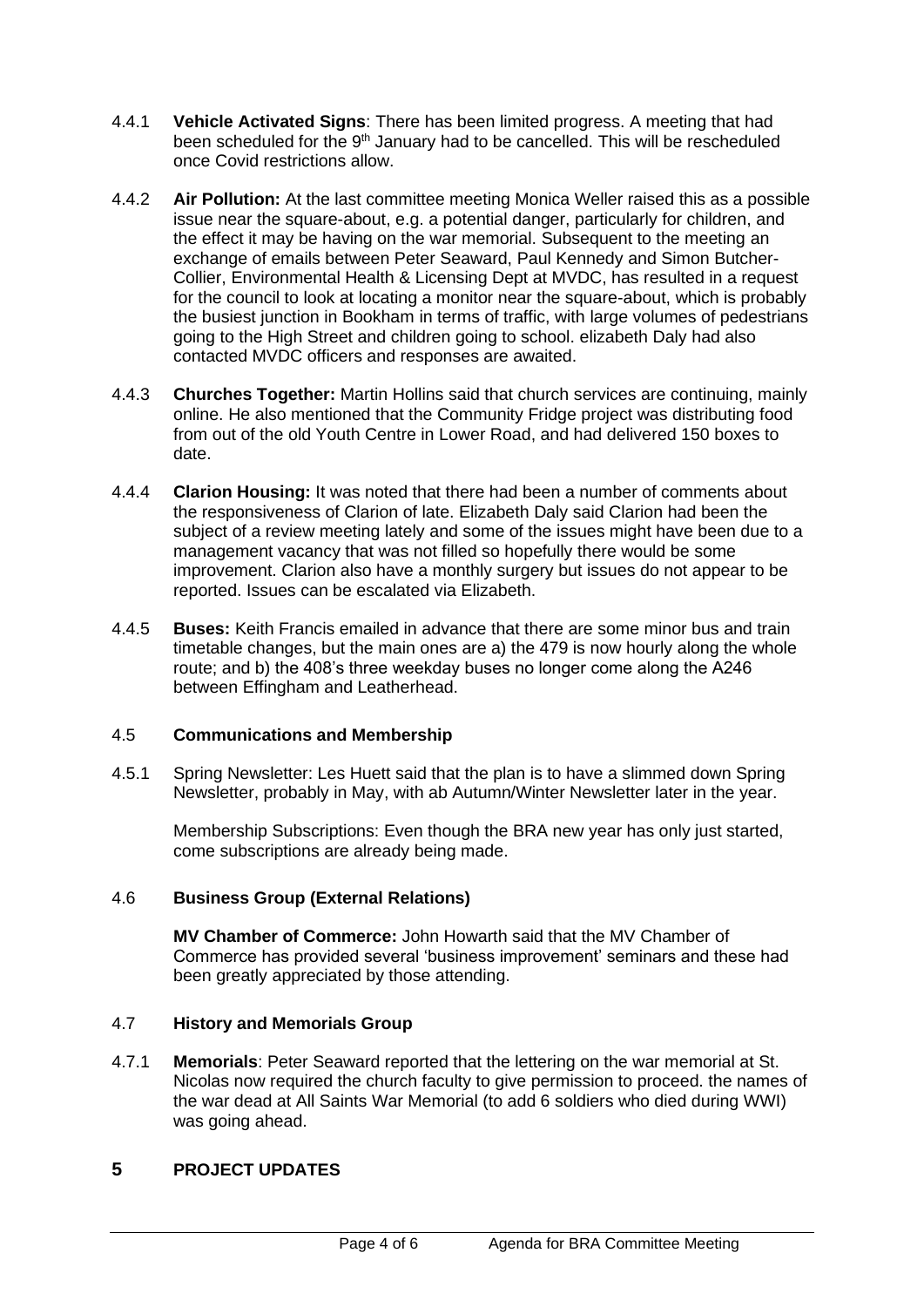4.4.1 **Vehicle Activated Signs**: There has been limited progress. A meeting that had been scheduled for the 9th January had to be cancelled. This will be rescheduled once Covid restrictions allow.

4.4.2 **Air Pollution:** At the last committee meeting Monica Weller raised this as a possible issue near the square-about, e.g. a potential danger, particularly for children, and the effect it may be having on the war memorial. Subsequent to the meeting an exchange of emails between Peter Seaward, Paul Kennedy and Simon Butcher-Collier, Environmental Health & Licensing Dept at MVDC, has resulted in a request for the council to look at locating a monitor near the square-about, which is probably the busiest junction in Bookham in terms of traffic, with large volumes of pedestrians going to the High Street and children going to school. elizabeth Daly had also contacted MVDC officers and responses are awaited.

4.4.3 **Churches Together:** Martin Hollins said that church services are continuing, mainly online. He also mentioned that the Community Fridge project was distributing food from out of the old Youth Centre in Lower Road, and had delivered 150 boxes to date.

4.4.4 **Clarion Housing:** It was noted that there had been a number of comments about the responsiveness of Clarion of late. Elizabeth Daly said Clarion had been the subject of a review meeting lately and some of the issues might have been due to a management vacancy that was not filled so hopefully there would be some improvement. Clarion also have a monthly surgery but issues do not appear to be reported. Issues can be escalated via Elizabeth.

4.4.5 **Buses:** Keith Francis emailed in advance that there are some minor bus and train timetable changes, but the main ones are a) the 479 is now hourly along the whole route; and b) the 408's three weekday buses no longer come along the A246 between Effingham and Leatherhead.

## 4.5 Communications and Membership

4.5.1 Spring Newsletter: Les Huett said that the plan is to have a slimmed down Spring Newsletter, probably in May, with ab Autumn/Winter Newsletter later in the year.

Membership Subscriptions: Even though the BRA new year has only just started, come subscriptions are already being made.

## 4.6 Business Group (External Relations)

**MV Chamber of Commerce:** John Howarth said that the MV Chamber of Commerce has provided several 'business improvement' seminars and these had been greatly appreciated by those attending.

## 4.7 History and Memorials Group

4.7.1 **Memorials**: Peter Seaward reported that the lettering on the war memorial at St. Nicolas now required the church faculty to give permission to proceed. the names of the war dead at All Saints War Memorial (to add 6 soldiers who died during WWI) was going ahead.

# 5 PROJECT UPDATES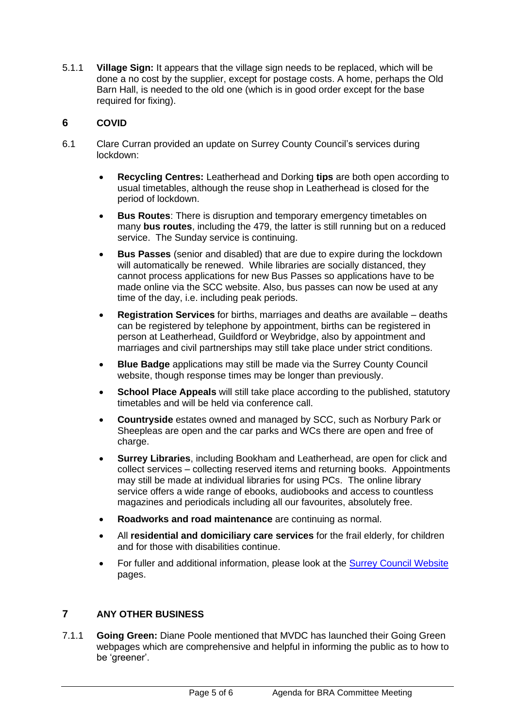5.1.1 **Village Sign:** It appears that the village sign needs to be replaced, which will be done a no cost by the supplier, except for postage costs. A home, perhaps the Old Barn Hall, is needed to the old one (which is in good order except for the base required for fixing).

## 6 COVID

6.1 Clare Curran provided an update on Surrey County Council's services during lockdown:

- **Recycling Centres:** Leatherhead and Dorking **tips** are both open according to usual timetables, although the reuse shop in Leatherhead is closed for the period of lockdown.
- **Bus Routes**: There is disruption and temporary emergency timetables on many **bus routes**, including the 479, the latter is still running but on a reduced service. The Sunday service is continuing.
- **Bus Passes** (senior and disabled) that are due to expire during the lockdown will automatically be renewed. While libraries are socially distanced, they cannot process applications for new Bus Passes so applications have to be made online via the SCC website. Also, bus passes can now be used at any time of the day, i.e. including peak periods.
- **Registration Services** for births, marriages and deaths are available – deaths can be registered by telephone by appointment, births can be registered in person at Leatherhead, Guildford or Weybridge, also by appointment and marriages and civil partnerships may still take place under strict conditions.
- **Blue Badge** applications may still be made via the Surrey County Council website, though response times may be longer than previously.
- **School Place Appeals** will still take place according to the published, statutory timetables and will be held via conference call.
- **Countryside** estates owned and managed by SCC, such as Norbury Park or Sheepleas are open and the car parks and WCs there are open and free of charge.
- **Surrey Libraries**, including Bookham and Leatherhead, are open for click and collect services – collecting reserved items and returning books. Appointments may still be made at individual libraries for using PCs. The online library service offers a wide range of ebooks, audiobooks and access to countless magazines and periodicals including all our favourites, absolutely free.
- **Roadworks and road maintenance** are continuing as normal.
- All **residential and domiciliary care services** for the frail elderly, for children and for those with disabilities continue.
- For fuller and additional information, please look at the [Surrey Council Website] pages.

## 7 ANY OTHER BUSINESS

7.1.1 **Going Green:** Diane Poole mentioned that MVDC has launched their Going Green webpages which are comprehensive and helpful in informing the public as to how to be 'greener'.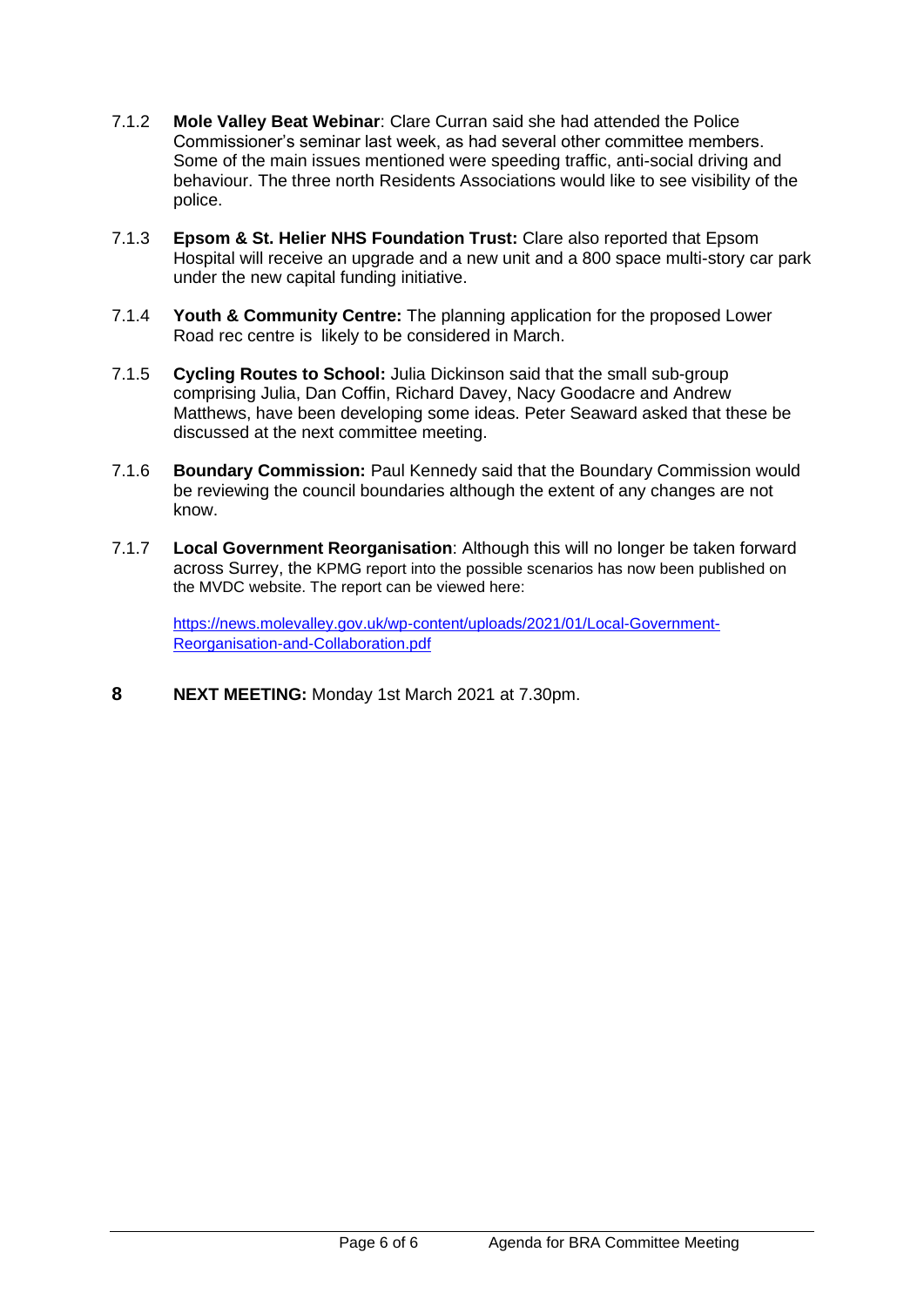7.1.2 **Mole Valley Beat Webinar**: Clare Curran said she had attended the Police Commissioner's seminar last week, as had several other committee members. Some of the main issues mentioned were speeding traffic, anti-social driving and behaviour. The three north Residents Associations would like to see visibility of the police.

7.1.3 **Epsom & St. Helier NHS Foundation Trust:** Clare also reported that Epsom Hospital will receive an upgrade and a new unit and a 800 space multi-story car park under the new capital funding initiative.

7.1.4 **Youth & Community Centre:** The planning application for the proposed Lower Road rec centre is likely to be considered in March.

7.1.5 **Cycling Routes to School:** Julia Dickinson said that the small sub-group comprising Julia, Dan Coffin, Richard Davey, Nacy Goodacre and Andrew Matthews, have been developing some ideas. Peter Seaward asked that these be discussed at the next committee meeting.

7.1.6 **Boundary Commission:** Paul Kennedy said that the Boundary Commission would be reviewing the council boundaries although the extent of any changes are not know.

7.1.7 **Local Government Reorganisation**: Although this will no longer be taken forward across Surrey, the KPMG report into the possible scenarios has now been published on the MVDC website. The report can be viewed here:

[https://news.molevalley.gov.uk/wp-content/uploads/2021/01/Local-Government-Reorganisation-and-Collaboration.pdf](https://news.molevalley.gov.uk/wp-content/uploads/2021/01/Local-Government-Reorganisation-and-Collaboration.pdf)

**8 NEXT MEETING:** Monday 1st March 2021 at 7.30pm.